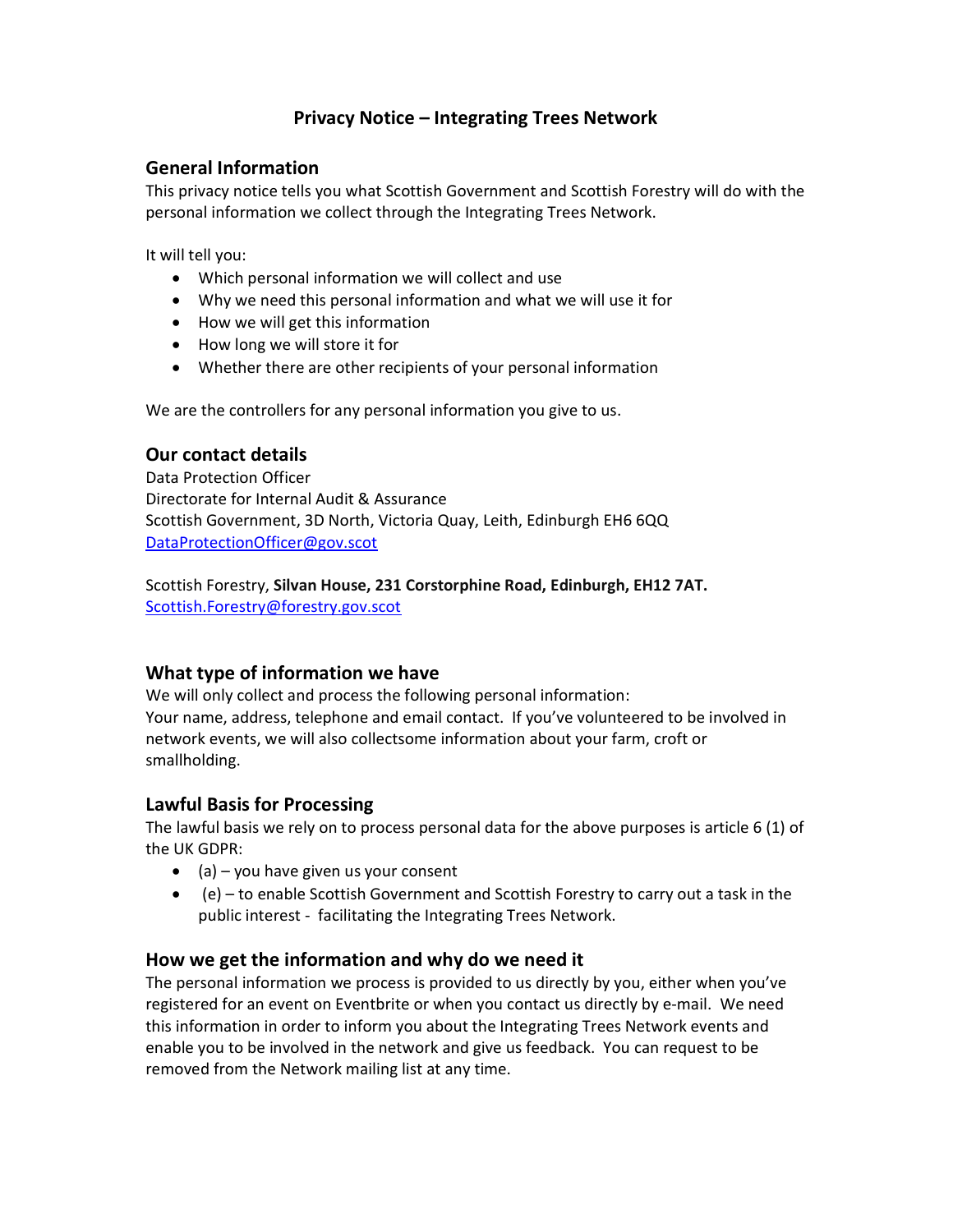# Privacy Notice – Integrating Trees Network

## General Information

This privacy notice tells you what Scottish Government and Scottish Forestry will do with the personal information we collect through the Integrating Trees Network.

It will tell you:

- Which personal information we will collect and use
- Why we need this personal information and what we will use it for
- How we will get this information
- How long we will store it for
- Whether there are other recipients of your personal information

We are the controllers for any personal information you give to us.

## Our contact details

Data Protection Officer
Directorate for Internal Audit & Assurance
Scottish Government, 3D North, Victoria Quay, Leith, Edinburgh EH6 6QQ
DataProtectionOfficer@gov.scot

Scottish Forestry, **Silvan House, 231 Corstorphine Road, Edinburgh, EH12 7AT.**
Scottish.Forestry@forestry.gov.scot

## What type of information we have

We will only collect and process the following personal information:
Your name, address, telephone and email contact. If you've volunteered to be involved in network events, we will also collectsome information about your farm, croft or smallholding.

## Lawful Basis for Processing

The lawful basis we rely on to process personal data for the above purposes is article 6 (1) of the UK GDPR:

- (a) – you have given us your consent
- (e) – to enable Scottish Government and Scottish Forestry to carry out a task in the public interest - facilitating the Integrating Trees Network.

## How we get the information and why do we need it

The personal information we process is provided to us directly by you, either when you've registered for an event on Eventbrite or when you contact us directly by e-mail. We need this information in order to inform you about the Integrating Trees Network events and enable you to be involved in the network and give us feedback. You can request to be removed from the Network mailing list at any time.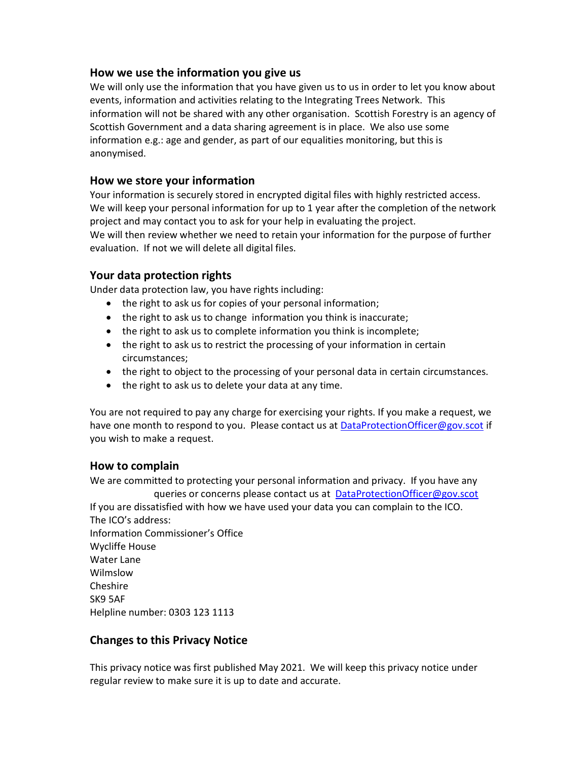## How we use the information you give us

We will only use the information that you have given us to us in order to let you know about events, information and activities relating to the Integrating Trees Network. This information will not be shared with any other organisation. Scottish Forestry is an agency of Scottish Government and a data sharing agreement is in place. We also use some information e.g.: age and gender, as part of our equalities monitoring, but this is anonymised.

## How we store your information

Your information is securely stored in encrypted digital files with highly restricted access. We will keep your personal information for up to 1 year after the completion of the network project and may contact you to ask for your help in evaluating the project.
We will then review whether we need to retain your information for the purpose of further evaluation. If not we will delete all digital files.

## Your data protection rights

Under data protection law, you have rights including:

- the right to ask us for copies of your personal information;
- the right to ask us to change information you think is inaccurate;
- the right to ask us to complete information you think is incomplete;
- the right to ask us to restrict the processing of your information in certain circumstances;
- the right to object to the processing of your personal data in certain circumstances.
- the right to ask us to delete your data at any time.

You are not required to pay any charge for exercising your rights. If you make a request, we have one month to respond to you. Please contact us at DataProtectionOfficer@gov.scot if you wish to make a request.

## How to complain

We are committed to protecting your personal information and privacy. If you have any queries or concerns please contact us at DataProtectionOfficer@gov.scot
If you are dissatisfied with how we have used your data you can complain to the ICO.
The ICO's address:
Information Commissioner's Office
Wycliffe House
Water Lane
Wilmslow
Cheshire
SK9 5AF
Helpline number: 0303 123 1113

## Changes to this Privacy Notice

This privacy notice was first published May 2021. We will keep this privacy notice under regular review to make sure it is up to date and accurate.